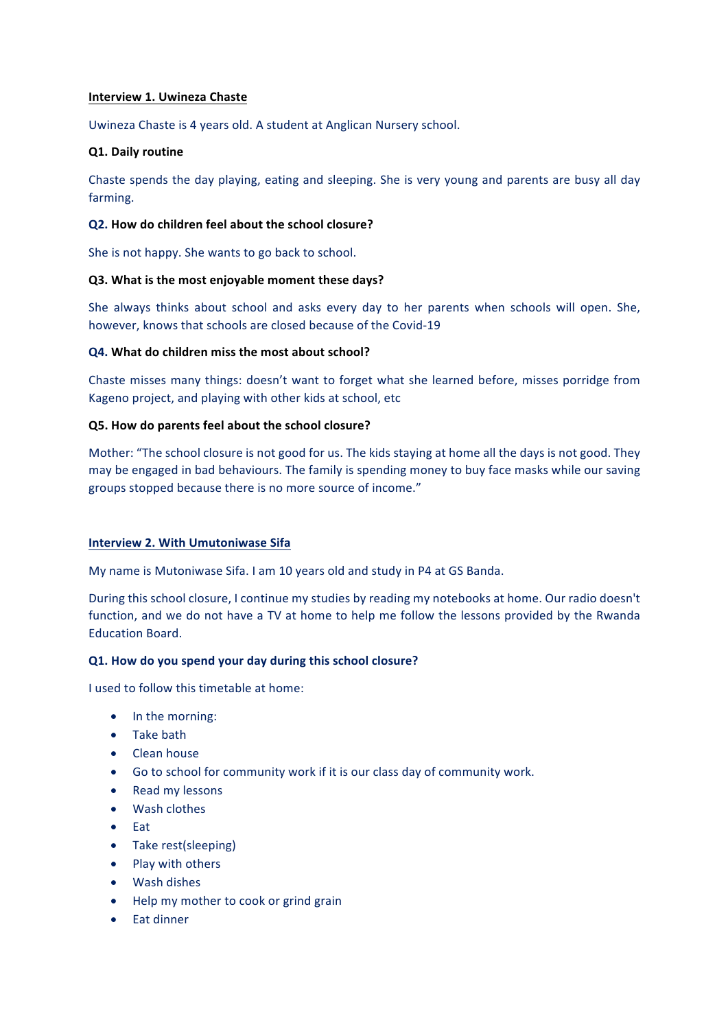**Interview 1. Uwineza Chaste**

Uwineza Chaste is 4 years old. A student at Anglican Nursery school.

**Q1. Daily routine**

Chaste spends the day playing, eating and sleeping. She is very young and parents are busy all day farming.

**Q2. How do children feel about the school closure?**

She is not happy. She wants to go back to school.

**Q3. What is the most enjoyable moment these days?**

She always thinks about school and asks every day to her parents when schools will open. She, however, knows that schools are closed because of the Covid-19

**Q4. What do children miss the most about school?**

Chaste misses many things: doesn't want to forget what she learned before, misses porridge from Kageno project, and playing with other kids at school, etc

**Q5. How do parents feel about the school closure?**

Mother: "The school closure is not good for us. The kids staying at home all the days is not good. They may be engaged in bad behaviours. The family is spending money to buy face masks while our saving groups stopped because there is no more source of income."

**Interview 2. With Umutoniwase Sifa**

My name is Mutoniwase Sifa. I am 10 years old and study in P4 at GS Banda.

During this school closure, I continue my studies by reading my notebooks at home. Our radio doesn't function, and we do not have a TV at home to help me follow the lessons provided by the Rwanda Education Board.

**Q1. How do you spend your day during this school closure?**

I used to follow this timetable at home:

- In the morning:
- Take bath
- Clean house
- Go to school for community work if it is our class day of community work.
- Read my lessons
- Wash clothes
- Eat
- Take rest(sleeping)
- Play with others
- Wash dishes
- Help my mother to cook or grind grain
- Eat dinner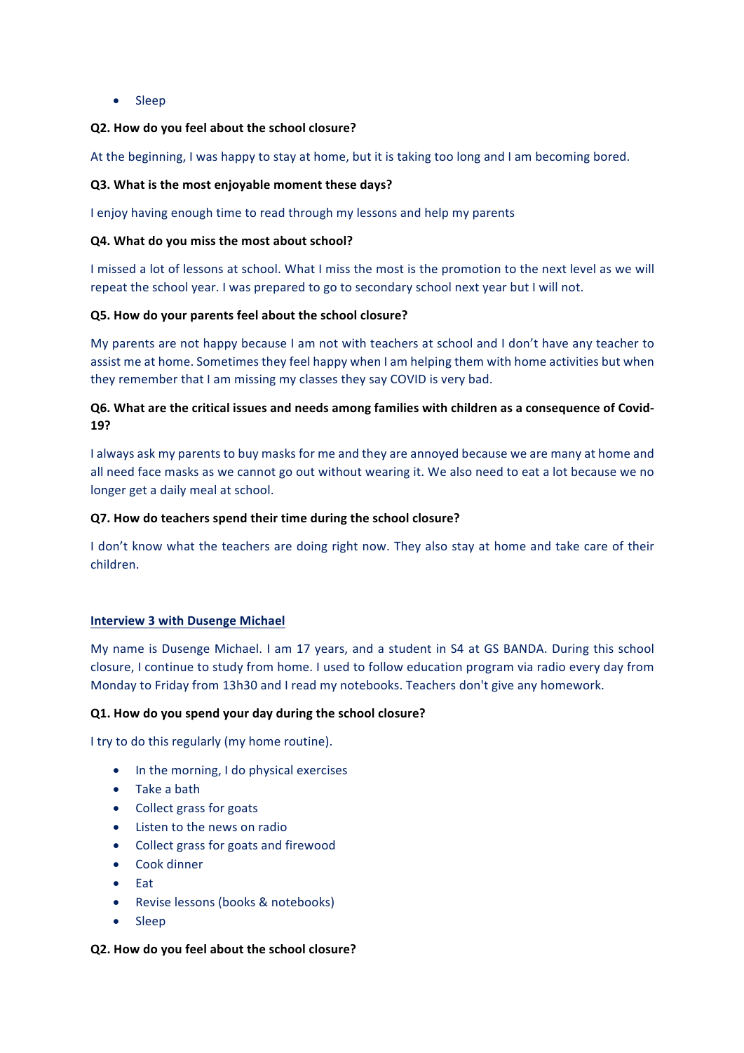- Sleep

**Q2. How do you feel about the school closure?**

At the beginning, I was happy to stay at home, but it is taking too long and I am becoming bored.

**Q3. What is the most enjoyable moment these days?**

I enjoy having enough time to read through my lessons and help my parents

**Q4. What do you miss the most about school?**

I missed a lot of lessons at school. What I miss the most is the promotion to the next level as we will repeat the school year. I was prepared to go to secondary school next year but I will not.

**Q5. How do your parents feel about the school closure?**

My parents are not happy because I am not with teachers at school and I don't have any teacher to assist me at home. Sometimes they feel happy when I am helping them with home activities but when they remember that I am missing my classes they say COVID is very bad.

**Q6. What are the critical issues and needs among families with children as a consequence of Covid-19?**

I always ask my parents to buy masks for me and they are annoyed because we are many at home and all need face masks as we cannot go out without wearing it. We also need to eat a lot because we no longer get a daily meal at school.

**Q7. How do teachers spend their time during the school closure?**

I don't know what the teachers are doing right now. They also stay at home and take care of their children.

## Interview 3 with Dusenge Michael

My name is Dusenge Michael. I am 17 years, and a student in S4 at GS BANDA. During this school closure, I continue to study from home. I used to follow education program via radio every day from Monday to Friday from 13h30 and I read my notebooks. Teachers don't give any homework.

**Q1. How do you spend your day during the school closure?**

I try to do this regularly (my home routine).

- In the morning, I do physical exercises
- Take a bath
- Collect grass for goats
- Listen to the news on radio
- Collect grass for goats and firewood
- Cook dinner
- Eat
- Revise lessons (books & notebooks)
- Sleep

**Q2. How do you feel about the school closure?**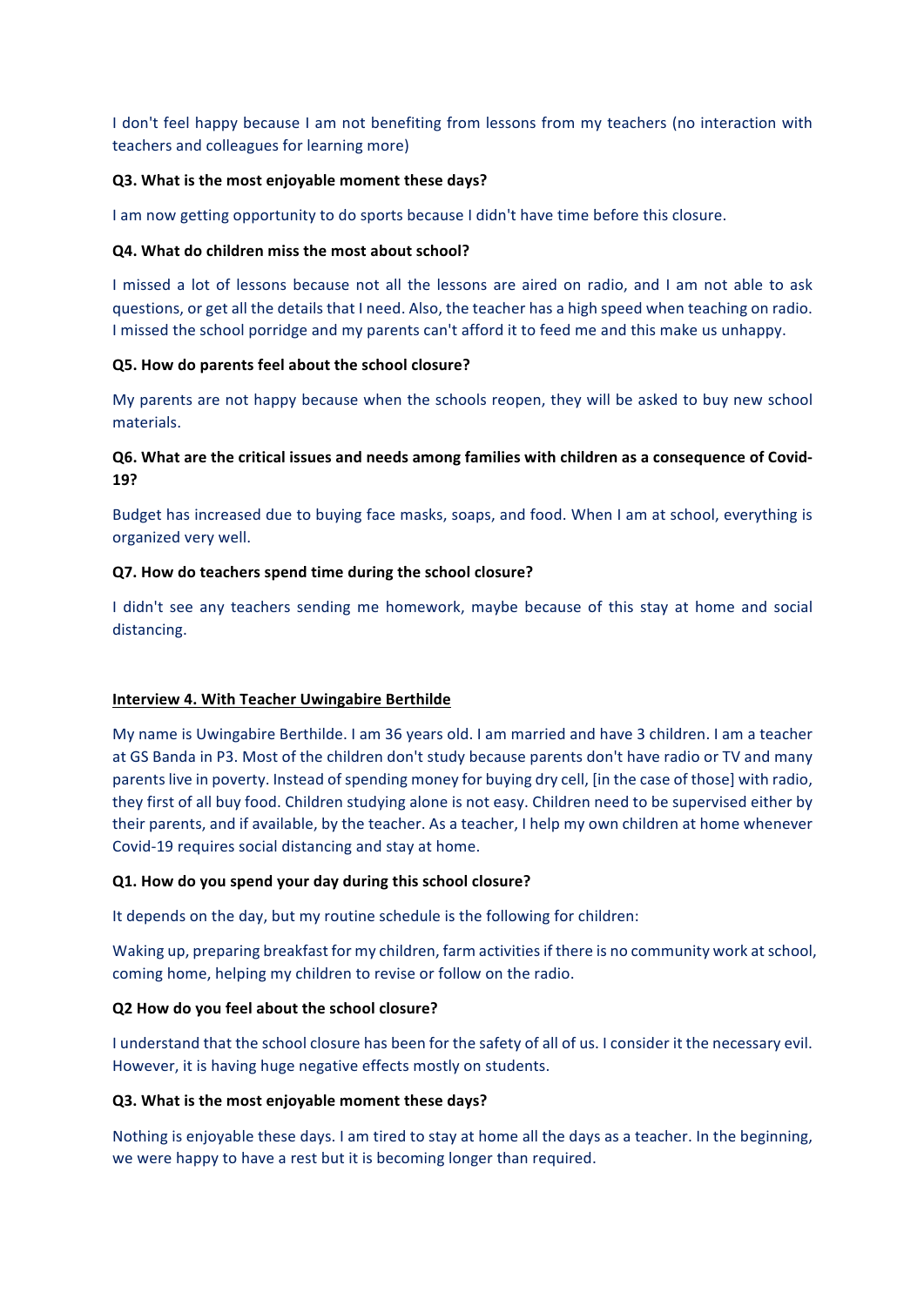I don't feel happy because I am not benefiting from lessons from my teachers (no interaction with teachers and colleagues for learning more)

**Q3. What is the most enjoyable moment these days?**

I am now getting opportunity to do sports because I didn't have time before this closure.

**Q4. What do children miss the most about school?**

I missed a lot of lessons because not all the lessons are aired on radio, and I am not able to ask questions, or get all the details that I need. Also, the teacher has a high speed when teaching on radio. I missed the school porridge and my parents can't afford it to feed me and this make us unhappy.

**Q5. How do parents feel about the school closure?**

My parents are not happy because when the schools reopen, they will be asked to buy new school materials.

**Q6. What are the critical issues and needs among families with children as a consequence of Covid-19?**

Budget has increased due to buying face masks, soaps, and food. When I am at school, everything is organized very well.

**Q7. How do teachers spend time during the school closure?**

I didn't see any teachers sending me homework, maybe because of this stay at home and social distancing.

**Interview 4. With Teacher Uwingabire Berthilde**

My name is Uwingabire Berthilde. I am 36 years old. I am married and have 3 children. I am a teacher at GS Banda in P3. Most of the children don't study because parents don't have radio or TV and many parents live in poverty. Instead of spending money for buying dry cell, [in the case of those] with radio, they first of all buy food. Children studying alone is not easy. Children need to be supervised either by their parents, and if available, by the teacher. As a teacher, I help my own children at home whenever Covid-19 requires social distancing and stay at home.

**Q1. How do you spend your day during this school closure?**

It depends on the day, but my routine schedule is the following for children:

Waking up, preparing breakfast for my children, farm activities if there is no community work at school, coming home, helping my children to revise or follow on the radio.

**Q2 How do you feel about the school closure?**

I understand that the school closure has been for the safety of all of us. I consider it the necessary evil. However, it is having huge negative effects mostly on students.

**Q3. What is the most enjoyable moment these days?**

Nothing is enjoyable these days. I am tired to stay at home all the days as a teacher. In the beginning, we were happy to have a rest but it is becoming longer than required.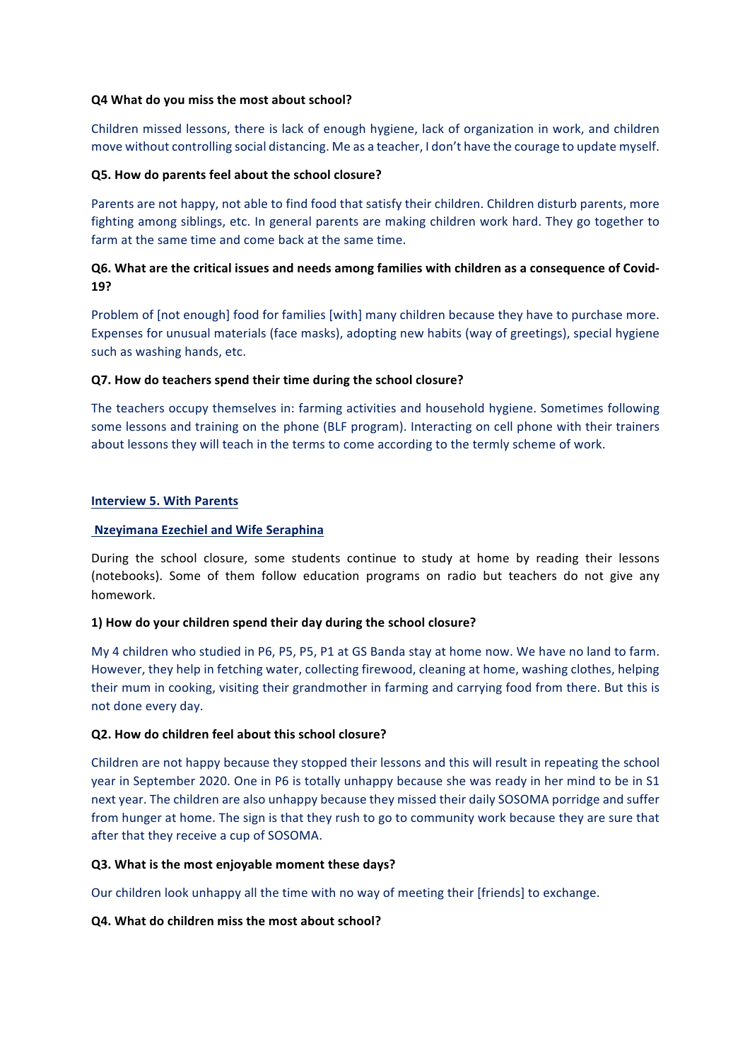**Q4 What do you miss the most about school?**

Children missed lessons, there is lack of enough hygiene, lack of organization in work, and children move without controlling social distancing. Me as a teacher, I don't have the courage to update myself.

**Q5. How do parents feel about the school closure?**

Parents are not happy, not able to find food that satisfy their children. Children disturb parents, more fighting among siblings, etc. In general parents are making children work hard. They go together to farm at the same time and come back at the same time.

**Q6. What are the critical issues and needs among families with children as a consequence of Covid-19?**

Problem of [not enough] food for families [with] many children because they have to purchase more. Expenses for unusual materials (face masks), adopting new habits (way of greetings), special hygiene such as washing hands, etc.

**Q7. How do teachers spend their time during the school closure?**

The teachers occupy themselves in: farming activities and household hygiene. Sometimes following some lessons and training on the phone (BLF program). Interacting on cell phone with their trainers about lessons they will teach in the terms to come according to the termly scheme of work.

## Interview 5. With Parents

### Nzeyimana Ezechiel and Wife Seraphina

During the school closure, some students continue to study at home by reading their lessons (notebooks). Some of them follow education programs on radio but teachers do not give any homework.

**1) How do your children spend their day during the school closure?**

My 4 children who studied in P6, P5, P5, P1 at GS Banda stay at home now. We have no land to farm. However, they help in fetching water, collecting firewood, cleaning at home, washing clothes, helping their mum in cooking, visiting their grandmother in farming and carrying food from there. But this is not done every day.

**Q2. How do children feel about this school closure?**

Children are not happy because they stopped their lessons and this will result in repeating the school year in September 2020. One in P6 is totally unhappy because she was ready in her mind to be in S1 next year. The children are also unhappy because they missed their daily SOSOMA porridge and suffer from hunger at home. The sign is that they rush to go to community work because they are sure that after that they receive a cup of SOSOMA.

**Q3. What is the most enjoyable moment these days?**

Our children look unhappy all the time with no way of meeting their [friends] to exchange.

**Q4. What do children miss the most about school?**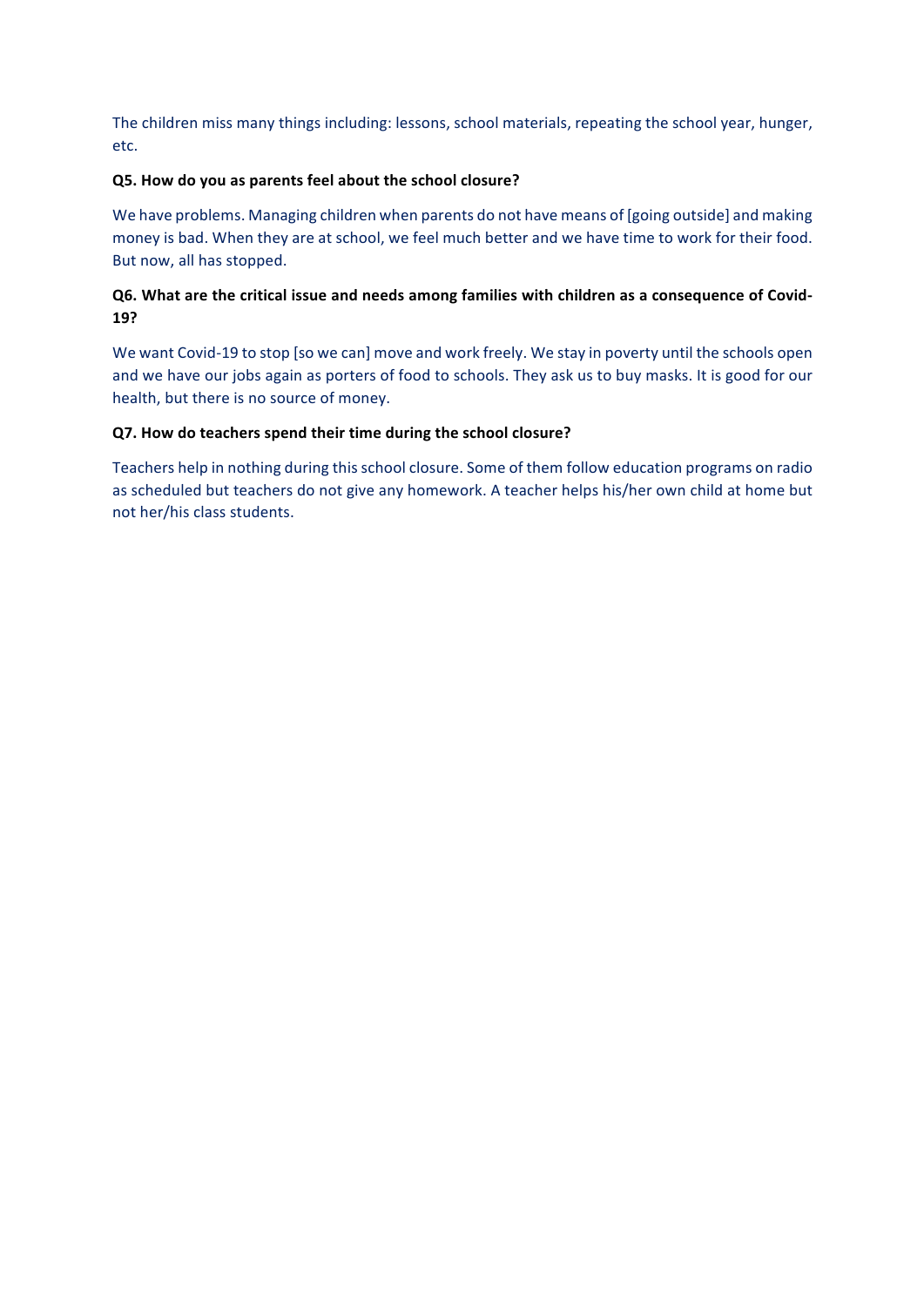The children miss many things including: lessons, school materials, repeating the school year, hunger, etc.

**Q5. How do you as parents feel about the school closure?**

We have problems. Managing children when parents do not have means of [going outside] and making money is bad. When they are at school, we feel much better and we have time to work for their food. But now, all has stopped.

**Q6. What are the critical issue and needs among families with children as a consequence of Covid-19?**

We want Covid-19 to stop [so we can] move and work freely. We stay in poverty until the schools open and we have our jobs again as porters of food to schools. They ask us to buy masks. It is good for our health, but there is no source of money.

**Q7. How do teachers spend their time during the school closure?**

Teachers help in nothing during this school closure. Some of them follow education programs on radio as scheduled but teachers do not give any homework. A teacher helps his/her own child at home but not her/his class students.